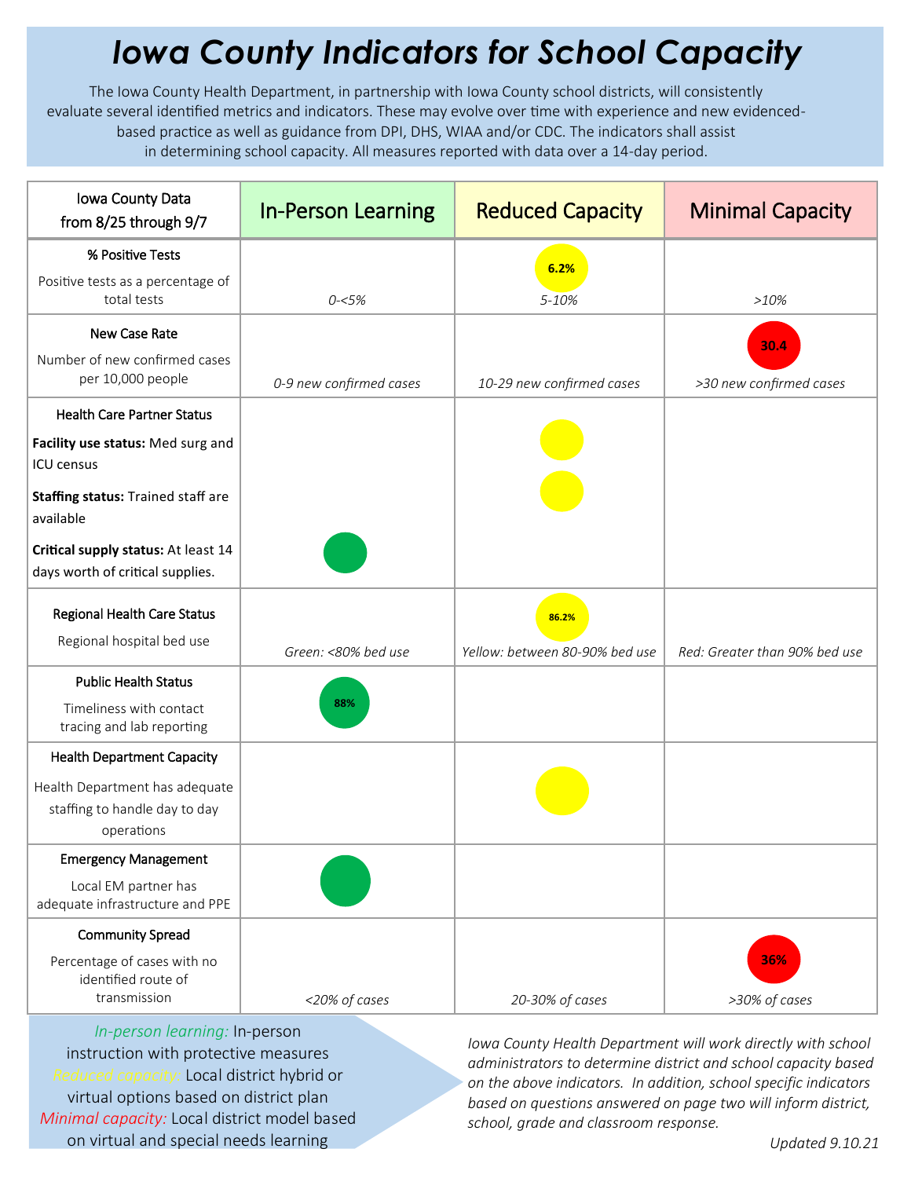# *Iowa County Indicators for School Capacity*

The Iowa County Health Department, in partnership with Iowa County school districts, will consistently evaluate several identified metrics and indicators. These may evolve over time with experience and new evidenced-based practice as well as guidance from DPI, DHS, WIAA and/or CDC. The indicators shall assist in determining school capacity. All measures reported with data over a 14-day period.

| Iowa County Data from 8/25 through 9/7 | In-Person Learning | Reduced Capacity | Minimal Capacity |
|---|---|---|---|
| **% Positive Tests**<br>Positive tests as a percentage of total tests | *0-<5%* | 6.2%<br>*5-10%* | *>10%* |
| **New Case Rate**<br>Number of new confirmed cases per 10,000 people | *0-9 new confirmed cases* | *10-29 new confirmed cases* | 30.4<br>*>30 new confirmed cases* |
| **Health Care Partner Status**<br>**Facility use status:** Med surg and ICU census<br>**Staffing status:** Trained staff are available<br>**Critical supply status:** At least 14 days worth of critical supplies. | ● (Critical supply status) | ● (Facility use status)<br>● (Staffing status) | |
| **Regional Health Care Status**<br>Regional hospital bed use | *Green: <80% bed use* | 86.2%<br>*Yellow: between 80-90% bed use* | *Red: Greater than 90% bed use* |
| **Public Health Status**<br>Timeliness with contact tracing and lab reporting | 88% | | |
| **Health Department Capacity**<br>Health Department has adequate staffing to handle day to day operations | | ● | |
| **Emergency Management**<br>Local EM partner has adequate infrastructure and PPE | ● | | |
| **Community Spread**<br>Percentage of cases with no identified route of transmission | *<20% of cases* | *20-30% of cases* | 36%<br>*>30% of cases* |

*In-person learning:* In-person instruction with protective measures
*Reduced capacity:* Local district hybrid or virtual options based on district plan
*Minimal capacity:* Local district model based on virtual and special needs learning

*Iowa County Health Department will work directly with school administrators to determine district and school capacity based on the above indicators. In addition, school specific indicators based on questions answered on page two will inform district, school, grade and classroom response.*

*Updated 9.10.21*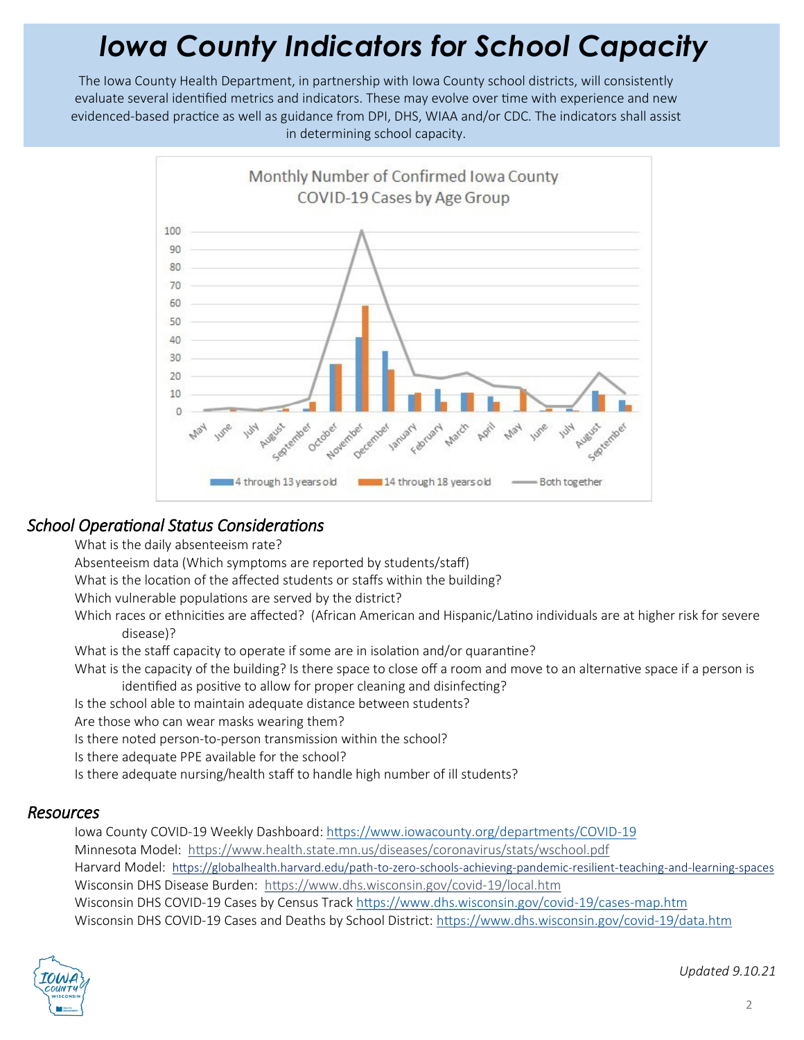# *Iowa County Indicators for School Capacity*

The Iowa County Health Department, in partnership with Iowa County school districts, will consistently evaluate several identified metrics and indicators. These may evolve over time with experience and new evidenced-based practice as well as guidance from DPI, DHS, WIAA and/or CDC. The indicators shall assist in determining school capacity.

Monthly Number of Confirmed Iowa County COVID-19 Cases by Age Group

100
90
80
70
60
50
40
30
20
10
0

May June July August September October November December January February March April May June July August September

4 through 13 years old
14 through 18 years old
Both together

## *School Operational Status Considerations*

What is the daily absenteeism rate?
Absenteeism data (Which symptoms are reported by students/staff)
What is the location of the affected students or staffs within the building?
Which vulnerable populations are served by the district?
Which races or ethnicities are affected? (African American and Hispanic/Latino individuals are at higher risk for severe disease)?
What is the staff capacity to operate if some are in isolation and/or quarantine?
What is the capacity of the building? Is there space to close off a room and move to an alternative space if a person is identified as positive to allow for proper cleaning and disinfecting?
Is the school able to maintain adequate distance between students?
Are those who can wear masks wearing them?
Is there noted person-to-person transmission within the school?
Is there adequate PPE available for the school?
Is there adequate nursing/health staff to handle high number of ill students?

## *Resources*

Iowa County COVID-19 Weekly Dashboard: https://www.iowacounty.org/departments/COVID-19
Minnesota Model: https://www.health.state.mn.us/diseases/coronavirus/stats/wschool.pdf
Harvard Model: https://globalhealth.harvard.edu/path-to-zero-schools-achieving-pandemic-resilient-teaching-and-learning-spaces
Wisconsin DHS Disease Burden: https://www.dhs.wisconsin.gov/covid-19/local.htm
Wisconsin DHS COVID-19 Cases by Census Track https://www.dhs.wisconsin.gov/covid-19/cases-map.htm
Wisconsin DHS COVID-19 Cases and Deaths by School District: https://www.dhs.wisconsin.gov/covid-19/data.htm

*Updated 9.10.21*